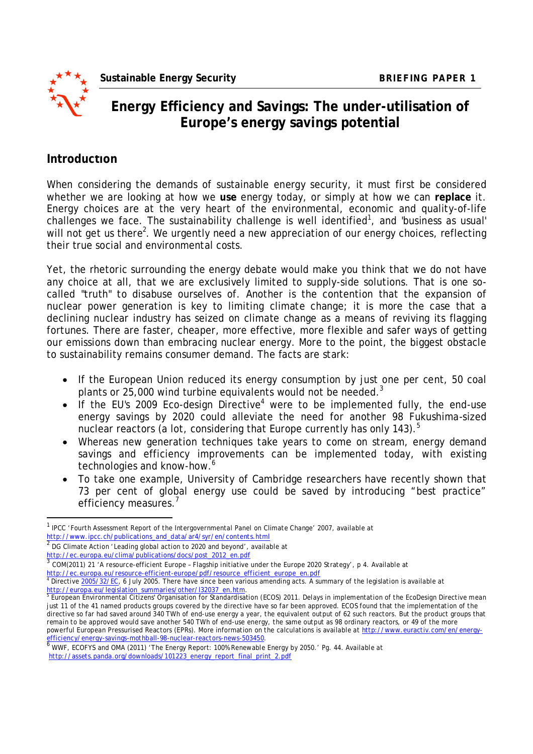Sustainable Energy Security — BRIEFING PAPER 1

# Energy Efficiency and Savings: The under-utilisation of Europe's energy savings potential

## Introduction

When considering the demands of sustainable energy security, it must first be considered whether we are looking at how we **use** energy today, or simply at how we can **replace** it. Energy choices are at the very heart of the environmental, economic and quality-of-life challenges we face. The sustainability challenge is well identified[1], and 'business as usual' will not get us there[2]. We urgently need a new appreciation of our energy choices, reflecting their true social and environmental costs.

Yet, the rhetoric surrounding the energy debate would make you think that we do not have any choice at all, that we are exclusively limited to supply-side solutions. That is one so-called "truth" to disabuse ourselves of. Another is the contention that the expansion of nuclear power generation is key to limiting climate change; it is more the case that a declining nuclear industry has seized on climate change as a means of reviving its flagging fortunes. There are faster, cheaper, more effective, more flexible and safer ways of getting our emissions down than embracing nuclear energy. More to the point, the biggest obstacle to sustainability remains consumer demand. The facts are stark:

- If the European Union reduced its energy consumption by just one per cent, 50 coal plants or 25,000 wind turbine equivalents would not be needed.[3]
- If the EU's 2009 Eco-design Directive[4] were to be implemented fully, the end-use energy savings by 2020 could alleviate the need for another 98 Fukushima-sized nuclear reactors (a lot, considering that Europe currently has only 143).[5]
- Whereas new generation techniques take years to come on stream, energy demand savings and efficiency improvements can be implemented today, with existing technologies and know-how.[6]
- To take one example, University of Cambridge researchers have recently shown that 73 per cent of global energy use could be saved by introducing "best practice" efficiency measures.[7]

---

[1] IPCC 'Fourth Assessment Report of the Intergovernmental Panel on Climate Change' 2007, available at http://www.ipcc.ch/publications_and_data/ar4/syr/en/contents.html

[2] DG Climate Action 'Leading global action to 2020 and beyond', available at http://ec.europa.eu/clima/publications/docs/post_2012_en.pdf

[3] COM(2011) 21 'A resource-efficient Europe – Flagship initiative under the Europe 2020 Strategy', p 4. Available at http://ec.europa.eu/resource-efficient-europe/pdf/resource_efficient_europe_en.pdf

[4] Directive 2005/32/EC, 6 July 2005. There have since been various amending acts. A summary of the legislation is available at http://europa.eu/legislation_summaries/other/l32037_en.htm.

[5] European Environmental Citizens' Organisation for Standardisation (ECOS) 2011. Delays in implementation of the EcoDesign Directive mean just 11 of the 41 named products groups covered by the directive have so far been approved. ECOS found that the implementation of the directive so far had saved around 340 TWh of end-use energy a year, the equivalent output of 62 such reactors. But the product groups that remain to be approved would save another 540 TWh of end-use energy, the same output as 98 ordinary reactors, or 49 of the more powerful European Pressurised Reactors (EPRs). More information on the calculations is available at http://www.euractiv.com/en/energy-efficiency/energy-savings-mothball-98-nuclear-reactors-news-503450.

[6] WWF, ECOFYS and OMA (2011) 'The Energy Report: 100% Renewable Energy by 2050.' Pg. 44. Available at http://assets.panda.org/downloads/101223_energy_report_final_print_2.pdf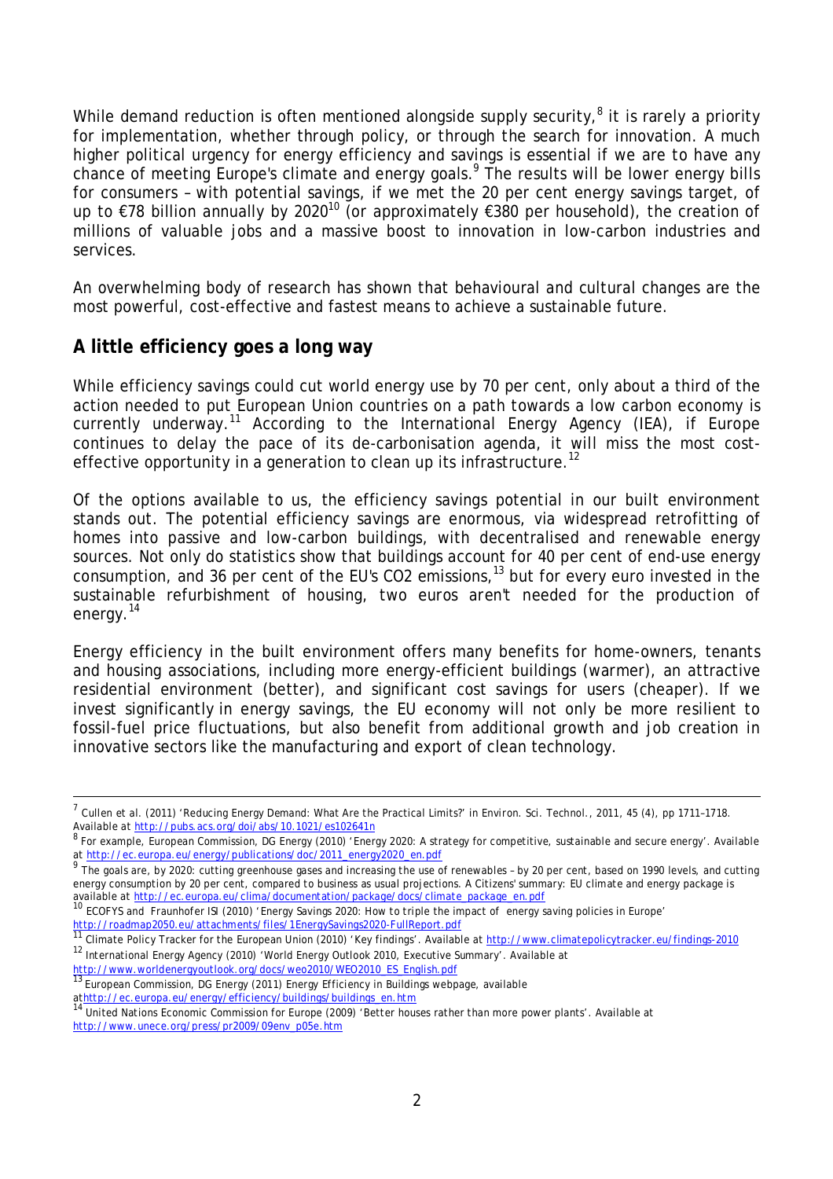While demand reduction is often mentioned alongside supply security,[8] it is rarely a priority for implementation, whether through policy, or through the search for innovation. A much higher political urgency for energy efficiency and savings is essential if we are to have any chance of meeting Europe's climate and energy goals.[9] The results will be lower energy bills for consumers – with potential savings, if we met the 20 per cent energy savings target, of up to €78 billion annually by 2020[10] (or approximately €380 per household), the creation of millions of valuable jobs and a massive boost to innovation in low-carbon industries and services.

An overwhelming body of research has shown that behavioural and cultural changes are the most powerful, cost-effective and fastest means to achieve a sustainable future.

## A little efficiency goes a long way

While efficiency savings could cut world energy use by 70 per cent, only about a third of the action needed to put European Union countries on a path towards a low carbon economy is currently underway.[11] According to the International Energy Agency (IEA), if Europe continues to delay the pace of its de-carbonisation agenda, it will miss the most cost-effective opportunity in a generation to clean up its infrastructure.[12]

Of the options available to us, the efficiency savings potential in our built environment stands out. The potential efficiency savings are enormous, via widespread retrofitting of homes into passive and low-carbon buildings, with decentralised and renewable energy sources. Not only do statistics show that buildings account for 40 per cent of end-use energy consumption, and 36 per cent of the EU's $CO_2$ emissions,[13] but for every euro invested in the sustainable refurbishment of housing, two euros aren't needed for the production of energy.[14]

Energy efficiency in the built environment offers many benefits for home-owners, tenants and housing associations, including more energy-efficient buildings (warmer), an attractive residential environment (better), and significant cost savings for users (cheaper). If we invest significantly in energy savings, the EU economy will not only be more resilient to fossil-fuel price fluctuations, but also benefit from additional growth and job creation in innovative sectors like the manufacturing and export of clean technology.

---

[7] Cullen et al. (2011) 'Reducing Energy Demand: What Are the Practical Limits?' in *Environ. Sci. Technol.*, 2011, 45 (4), pp 1711–1718. Available at http://pubs.acs.org/doi/abs/10.1021/es102641n

[8] For example, European Commission, DG Energy (2010) 'Energy 2020: A strategy for competitive, sustainable and secure energy'. Available at http://ec.europa.eu/energy/publications/doc/2011_energy2020_en.pdf

[9] The goals are, by 2020: cutting greenhouse gases and increasing the use of renewables – by 20 per cent, based on 1990 levels, and cutting energy consumption by 20 per cent, compared to business as usual projections. A Citizens' summary: EU climate and energy package is available at http://ec.europa.eu/clima/documentation/package/docs/climate_package_en.pdf

[10] ECOFYS and Fraunhofer ISI (2010) 'Energy Savings 2020: How to triple the impact of energy saving policies in Europe' http://roadmap2050.eu/attachments/files/1EnergySavings2020-FullReport.pdf

[11] Climate Policy Tracker for the European Union (2010) 'Key findings'. Available at http://www.climatepolicytracker.eu/findings-2010

[12] International Energy Agency (2010) 'World Energy Outlook 2010, Executive Summary'. Available at http://www.worldenergyoutlook.org/docs/weo2010/WEO2010_ES_English.pdf

[13] European Commission, DG Energy (2011) Energy Efficiency in Buildings webpage, available at http://ec.europa.eu/energy/efficiency/buildings/buildings_en.htm

[14] United Nations Economic Commission for Europe (2009) 'Better houses rather than more power plants'. Available at http://www.unece.org/press/pr2009/09env_p05e.htm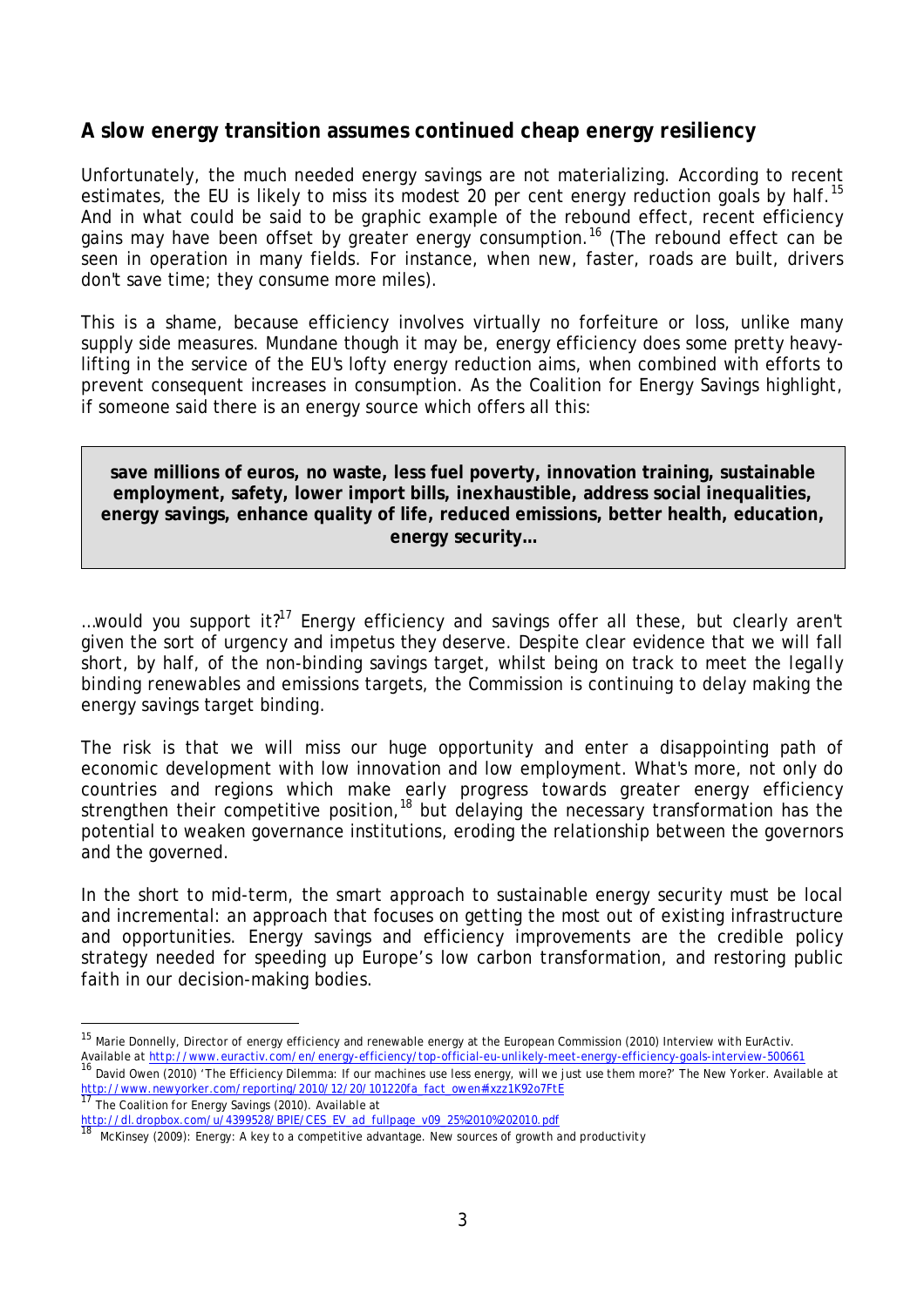## A slow energy transition assumes continued cheap energy resiliency

Unfortunately, the much needed energy savings are not materializing. According to recent estimates, the EU is likely to miss its modest 20 per cent energy reduction goals by half.[15] And in what could be said to be graphic example of the rebound effect, recent efficiency gains may have been offset by greater energy consumption.[16] (The rebound effect can be seen in operation in many fields. For instance, when new, faster, roads are built, drivers don't save time; they consume more miles).

This is a shame, because efficiency involves virtually no forfeiture or loss, unlike many supply side measures. Mundane though it may be, energy efficiency does some pretty heavy-lifting in the service of the EU's lofty energy reduction aims, when combined with efforts to prevent consequent increases in consumption. As the Coalition for Energy Savings highlight, if someone said there is an energy source which offers all this:

> **save millions of euros, no waste, less fuel poverty, innovation training, sustainable employment, safety, lower import bills, inexhaustible, address social inequalities, energy savings, enhance quality of life, reduced emissions, better health, education, energy security…**

…would you support it?[17] Energy efficiency and savings offer all these, but clearly aren't given the sort of urgency and impetus they deserve. Despite clear evidence that we will fall short, by half, of the non-binding savings target, whilst being on track to meet the legally binding renewables and emissions targets, the Commission is continuing to delay making the energy savings target binding.

The risk is that we will miss our huge opportunity and enter a disappointing path of economic development with low innovation and low employment. What's more, not only do countries and regions which make early progress towards greater energy efficiency strengthen their competitive position,[18] but delaying the necessary transformation has the potential to weaken governance institutions, eroding the relationship between the governors and the governed.

In the short to mid-term, the smart approach to sustainable energy security must be local and incremental: an approach that focuses on getting the most out of existing infrastructure and opportunities. Energy savings and efficiency improvements are the credible policy strategy needed for speeding up Europe's low carbon transformation, and restoring public faith in our decision-making bodies.

---

[15] Marie Donnelly, Director of energy efficiency and renewable energy at the European Commission (2010) Interview with EurActiv. Available at http://www.euractiv.com/en/energy-efficiency/top-official-eu-unlikely-meet-energy-efficiency-goals-interview-500661

[16] David Owen (2010) 'The Efficiency Dilemma: If our machines use less energy, will we just use them more?' The New Yorker. Available at http://www.newyorker.com/reporting/2010/12/20/101220fa_fact_owen#ixzz1K92o7FtE

[17] The Coalition for Energy Savings (2010). Available at http://dl.dropbox.com/u/4399528/BPIE/CES_EV_ad_fullpage_v09_25%2010%202010.pdf

[18] McKinsey (2009): Energy: A key to a competitive advantage. New sources of growth and productivity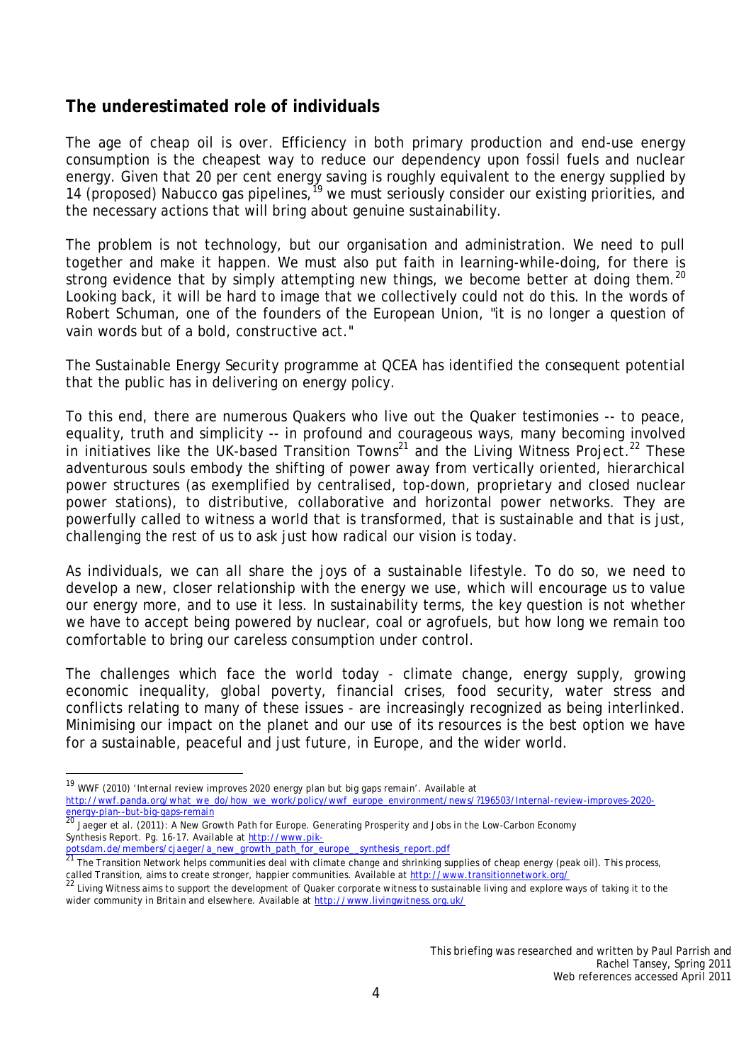## The underestimated role of individuals

The age of cheap oil is over. Efficiency in both primary production and end-use energy consumption is the cheapest way to reduce our dependency upon fossil fuels and nuclear energy. Given that 20 per cent energy saving is roughly equivalent to the energy supplied by 14 (proposed) Nabucco gas pipelines,[19] we must seriously consider our existing priorities, and the necessary actions that will bring about genuine sustainability.

The problem is not technology, but our organisation and administration. We need to pull together and make it happen. We must also put faith in learning-while-doing, for there is strong evidence that by simply attempting new things, we become better at doing them.[20] Looking back, it will be hard to image that we collectively could not do this. In the words of Robert Schuman, one of the founders of the European Union, "it is no longer a question of vain words but of a bold, constructive act."

The Sustainable Energy Security programme at QCEA has identified the consequent potential that the public has in delivering on energy policy.

To this end, there are numerous Quakers who live out the Quaker testimonies -- to peace, equality, truth and simplicity -- in profound and courageous ways, many becoming involved in initiatives like the UK-based Transition Towns[21] and the Living Witness Project.[22] These adventurous souls embody the shifting of power away from vertically oriented, hierarchical power structures (as exemplified by centralised, top-down, proprietary and closed nuclear power stations), to distributive, collaborative and horizontal power networks. They are powerfully called to witness a world that is transformed, that is sustainable and that is just, challenging the rest of us to ask just how radical our vision is today.

As individuals, we can all share the joys of a sustainable lifestyle. To do so, we need to develop a new, closer relationship with the energy we use, which will encourage us to value our energy more, and to use it less. In sustainability terms, the key question is not whether we have to accept being powered by nuclear, coal or agrofuels, but how long we remain too comfortable to bring our careless consumption under control.

The challenges which face the world today - climate change, energy supply, growing economic inequality, global poverty, financial crises, food security, water stress and conflicts relating to many of these issues - are increasingly recognized as being interlinked. Minimising our impact on the planet and our use of its resources is the best option we have for a sustainable, peaceful and just future, in Europe, and the wider world.

---

[19] WWF (2010) 'Internal review improves 2020 energy plan but big gaps remain'. Available at http://wwf.panda.org/what_we_do/how_we_work/policy/wwf_europe_environment/news/?196503/Internal-review-improves-2020-energy-plan--but-big-gaps-remain

[20] Jaeger et al. (2011): A New Growth Path for Europe. Generating Prosperity and Jobs in the Low-Carbon Economy Synthesis Report. Pg. 16-17. Available at http://www.pik-potsdam.de/members/cjaeger/a_new_growth_path_for_europe__synthesis_report.pdf

[21] The Transition Network helps communities deal with climate change and shrinking supplies of cheap energy (peak oil). This process, called Transition, aims to create stronger, happier communities. Available at http://www.transitionnetwork.org/

[22] Living Witness aims to support the development of Quaker corporate witness to sustainable living and explore ways of taking it to the wider community in Britain and elsewhere. Available at http://www.livingwitness.org.uk/

This briefing was researched and written by Paul Parrish and Rachel Tansey, Spring 2011
Web references accessed April 2011